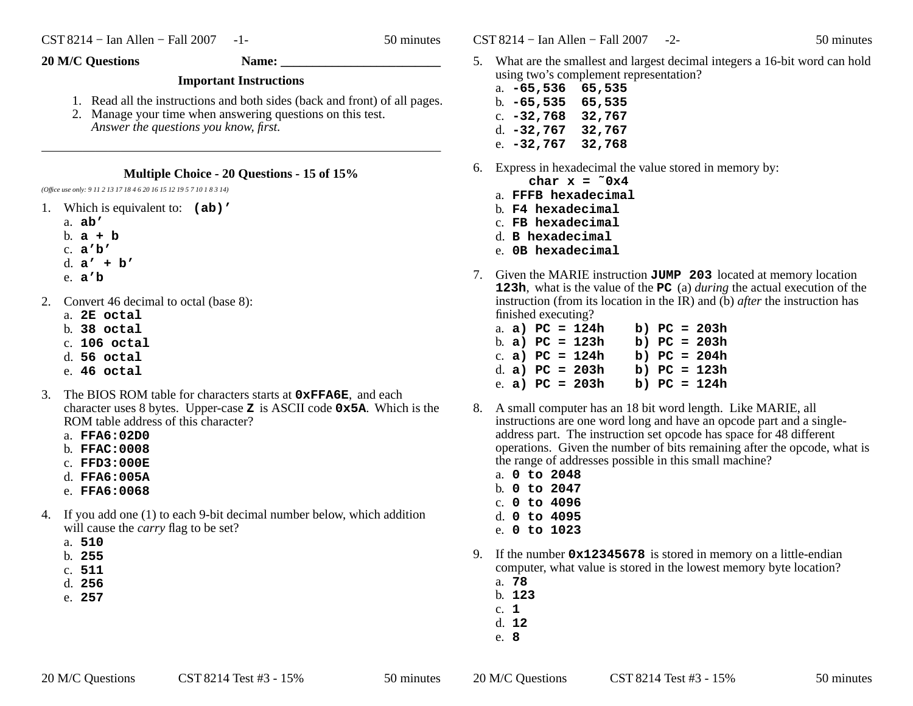**20 M/C Questions** **Name: ________________________**

### Important Instructions

1. Read all the instructions and both sides (back and front) of all pages.
2. Manage your time when answering questions on this test.
   *Answer the questions you know, first.*

---

### Multiple Choice - 20 Questions - 15 of 15%

*(Office use only: 9 11 2 13 17 18 4 6 20 16 15 12 19 5 7 10 1 8 3 14)*

1. Which is equivalent to: **`(ab)’`**
   a. **`ab’`**
   b. **`a + b`**
   c. **`a’b’`**
   d. **`a’ + b’`**
   e. **`a’b`**

2. Convert 46 decimal to octal (base 8):
   a. **`2E octal`**
   b. **`38 octal`**
   c. **`106 octal`**
   d. **`56 octal`**
   e. **`46 octal`**

3. The BIOS ROM table for characters starts at **`0xFFA6E`**, and each character uses 8 bytes. Upper-case **`Z`** is ASCII code **`0x5A`**. Which is the ROM table address of this character?
   a. **`FFA6:02D0`**
   b. **`FFAC:0008`**
   c. **`FFD3:000E`**
   d. **`FFA6:005A`**
   e. **`FFA6:0068`**

4. If you add one (1) to each 9-bit decimal number below, which addition will cause the *carry* flag to be set?
   a. **`510`**
   b. **`255`**
   c. **`511`**
   d. **`256`**
   e. **`257`**

5. What are the smallest and largest decimal integers a 16-bit word can hold using two’s complement representation?
   a. **`-65,536 65,535`**
   b. **`-65,535 65,535`**
   c. **`-32,768 32,767`**
   d. **`-32,767 32,767`**
   e. **`-32,767 32,768`**

6. Express in hexadecimal the value stored in memory by:
   ```
   char x = ˜0x4
   ```
   a. **`FFFB hexadecimal`**
   b. **`F4 hexadecimal`**
   c. **`FB hexadecimal`**
   d. **`B hexadecimal`**
   e. **`0B hexadecimal`**

7. Given the MARIE instruction **`JUMP 203`** located at memory location **`123h`**, what is the value of the **`PC`** (a) *during* the actual execution of the instruction (from its location in the IR) and (b) *after* the instruction has finished executing?
   a. **`a) PC = 124h   b) PC = 203h`**
   b. **`a) PC = 123h   b) PC = 203h`**
   c. **`a) PC = 124h   b) PC = 204h`**
   d. **`a) PC = 203h   b) PC = 123h`**
   e. **`a) PC = 203h   b) PC = 124h`**

8. A small computer has an 18 bit word length. Like MARIE, all instructions are one word long and have an opcode part and a single-address part. The instruction set opcode has space for 48 different operations. Given the number of bits remaining after the opcode, what is the range of addresses possible in this small machine?
   a. **`0 to 2048`**
   b. **`0 to 2047`**
   c. **`0 to 4096`**
   d. **`0 to 4095`**
   e. **`0 to 1023`**

9. If the number **`0x12345678`** is stored in memory on a little-endian computer, what value is stored in the lowest memory byte location?
   a. **`78`**
   b. **`123`**
   c. **`1`**
   d. **`12`**
   e. **`8`**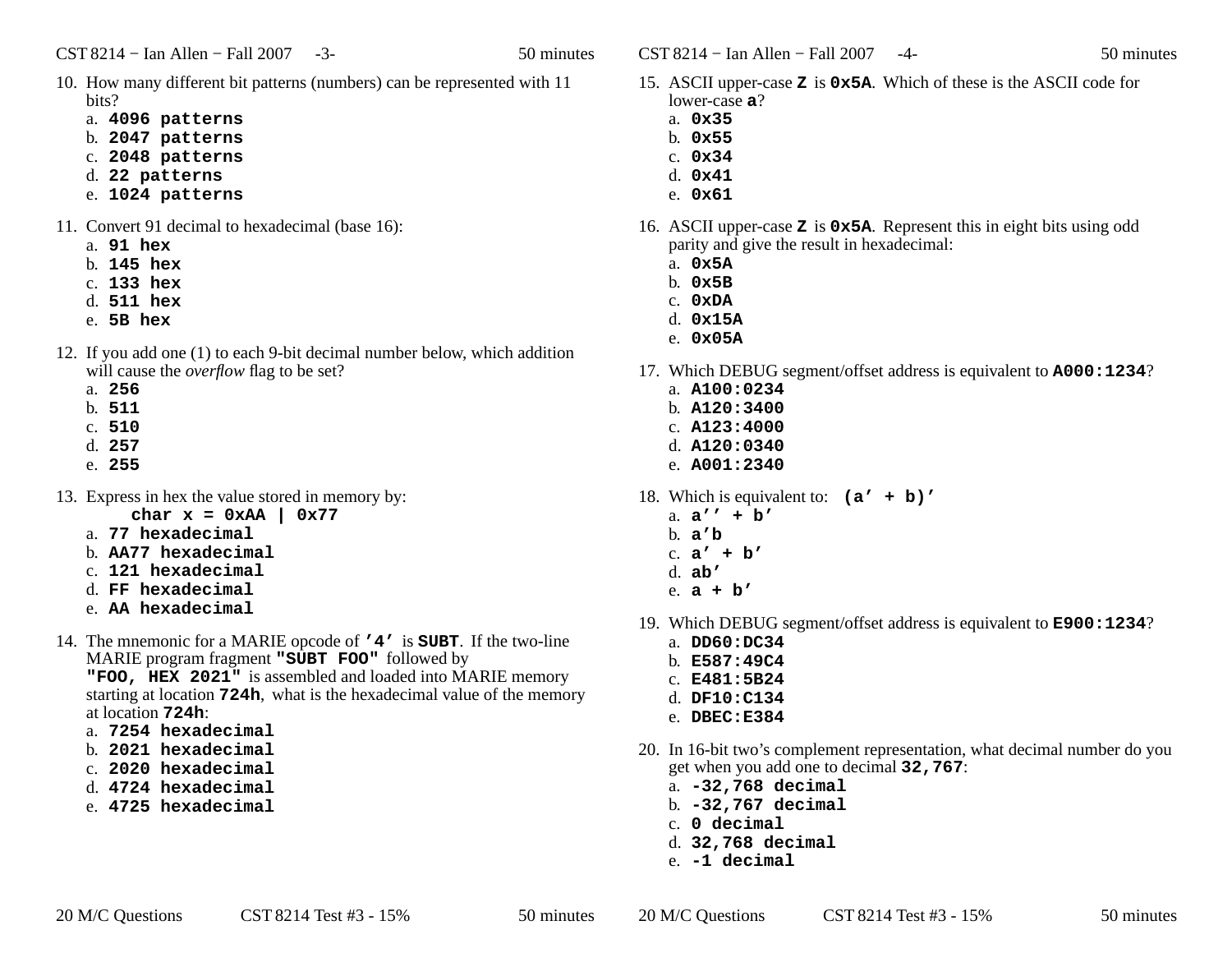10. How many different bit patterns (numbers) can be represented with 11 bits?
    a. **4096 patterns**
    b. **2047 patterns**
    c. **2048 patterns**
    d. **22 patterns**
    e. **1024 patterns**

11. Convert 91 decimal to hexadecimal (base 16):
    a. **91 hex**
    b. **145 hex**
    c. **133 hex**
    d. **511 hex**
    e. **5B hex**

12. If you add one (1) to each 9-bit decimal number below, which addition will cause the *overflow* flag to be set?
    a. **256**
    b. **511**
    c. **510**
    d. **257**
    e. **255**

13. Express in hex the value stored in memory by:
    ```
    char x = 0xAA | 0x77
    ```
    a. **77 hexadecimal**
    b. **AA77 hexadecimal**
    c. **121 hexadecimal**
    d. **FF hexadecimal**
    e. **AA hexadecimal**

14. The mnemonic for a MARIE opcode of **'4'** is **SUBT**. If the two-line MARIE program fragment **"SUBT FOO"** followed by **"FOO, HEX 2021"** is assembled and loaded into MARIE memory starting at location **724h**, what is the hexadecimal value of the memory at location **724h**:
    a. **7254 hexadecimal**
    b. **2021 hexadecimal**
    c. **2020 hexadecimal**
    d. **4724 hexadecimal**
    e. **4725 hexadecimal**

15. ASCII upper-case **Z** is **0x5A**. Which of these is the ASCII code for lower-case **a**?
    a. **0x35**
    b. **0x55**
    c. **0x34**
    d. **0x41**
    e. **0x61**

16. ASCII upper-case **Z** is **0x5A**. Represent this in eight bits using odd parity and give the result in hexadecimal:
    a. **0x5A**
    b. **0x5B**
    c. **0xDA**
    d. **0x15A**
    e. **0x05A**

17. Which DEBUG segment/offset address is equivalent to **A000:1234**?
    a. **A100:0234**
    b. **A120:3400**
    c. **A123:4000**
    d. **A120:0340**
    e. **A001:2340**

18. Which is equivalent to: **(a' + b)'**
    a. **a'' + b'**
    b. **a'b**
    c. **a' + b'**
    d. **ab'**
    e. **a + b'**

19. Which DEBUG segment/offset address is equivalent to **E900:1234**?
    a. **DD60:DC34**
    b. **E587:49C4**
    c. **E481:5B24**
    d. **DF10:C134**
    e. **DBEC:E384**

20. In 16-bit two's complement representation, what decimal number do you get when you add one to decimal **32,767**:
    a. **-32,768 decimal**
    b. **-32,767 decimal**
    c. **0 decimal**
    d. **32,768 decimal**
    e. **-1 decimal**